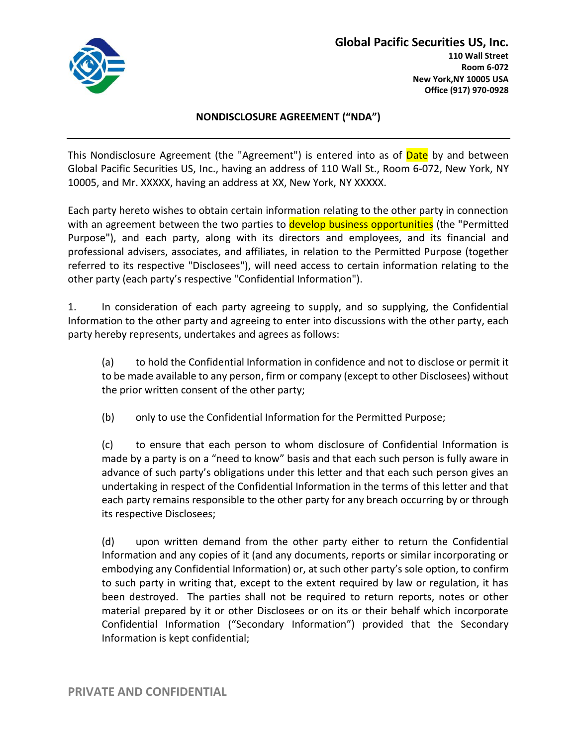**Global Pacific Securities US, Inc.**
**110 Wall Street**
**Room 6-072**
**New York,NY 10005 USA**
**Office (917) 970-0928**

## NONDISCLOSURE AGREEMENT ("NDA")

---

This Nondisclosure Agreement (the "Agreement") is entered into as of Date by and between Global Pacific Securities US, Inc., having an address of 110 Wall St., Room 6-072, New York, NY 10005, and Mr. XXXXX, having an address at XX, New York, NY XXXXX.

Each party hereto wishes to obtain certain information relating to the other party in connection with an agreement between the two parties to develop business opportunities (the "Permitted Purpose"), and each party, along with its directors and employees, and its financial and professional advisers, associates, and affiliates, in relation to the Permitted Purpose (together referred to its respective "Disclosees"), will need access to certain information relating to the other party (each party's respective "Confidential Information").

1. In consideration of each party agreeing to supply, and so supplying, the Confidential Information to the other party and agreeing to enter into discussions with the other party, each party hereby represents, undertakes and agrees as follows:

   (a) to hold the Confidential Information in confidence and not to disclose or permit it to be made available to any person, firm or company (except to other Disclosees) without the prior written consent of the other party;

   (b) only to use the Confidential Information for the Permitted Purpose;

   (c) to ensure that each person to whom disclosure of Confidential Information is made by a party is on a "need to know" basis and that each such person is fully aware in advance of such party's obligations under this letter and that each such person gives an undertaking in respect of the Confidential Information in the terms of this letter and that each party remains responsible to the other party for any breach occurring by or through its respective Disclosees;

   (d) upon written demand from the other party either to return the Confidential Information and any copies of it (and any documents, reports or similar incorporating or embodying any Confidential Information) or, at such other party's sole option, to confirm to such party in writing that, except to the extent required by law or regulation, it has been destroyed. The parties shall not be required to return reports, notes or other material prepared by it or other Disclosees or on its or their behalf which incorporate Confidential Information ("Secondary Information") provided that the Secondary Information is kept confidential;

PRIVATE AND CONFIDENTIAL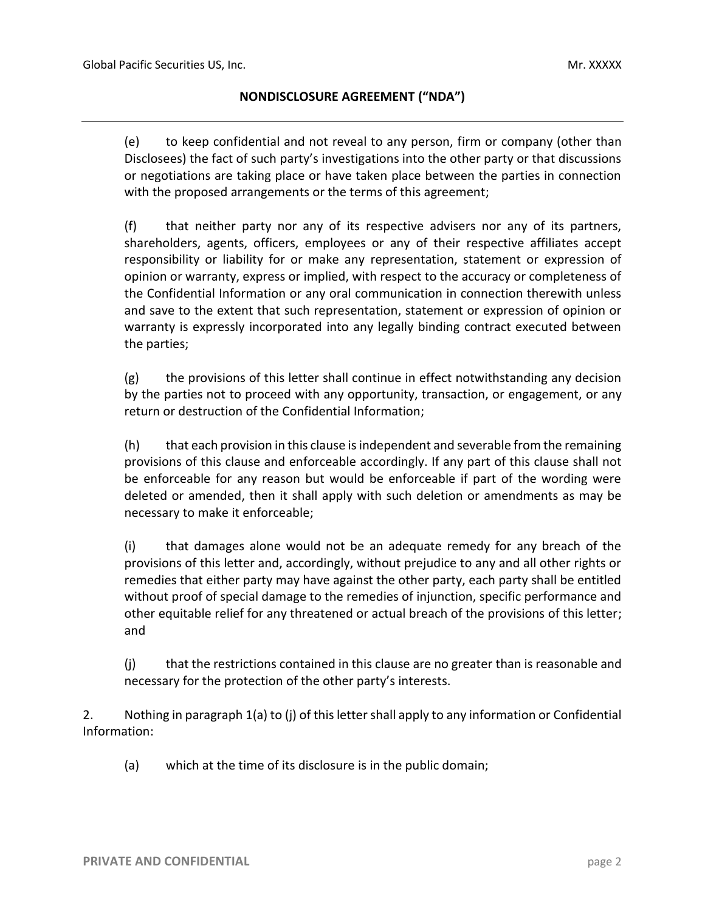(e) to keep confidential and not reveal to any person, firm or company (other than Disclosees) the fact of such party's investigations into the other party or that discussions or negotiations are taking place or have taken place between the parties in connection with the proposed arrangements or the terms of this agreement;

(f) that neither party nor any of its respective advisers nor any of its partners, shareholders, agents, officers, employees or any of their respective affiliates accept responsibility or liability for or make any representation, statement or expression of opinion or warranty, express or implied, with respect to the accuracy or completeness of the Confidential Information or any oral communication in connection therewith unless and save to the extent that such representation, statement or expression of opinion or warranty is expressly incorporated into any legally binding contract executed between the parties;

(g) the provisions of this letter shall continue in effect notwithstanding any decision by the parties not to proceed with any opportunity, transaction, or engagement, or any return or destruction of the Confidential Information;

(h) that each provision in this clause is independent and severable from the remaining provisions of this clause and enforceable accordingly. If any part of this clause shall not be enforceable for any reason but would be enforceable if part of the wording were deleted or amended, then it shall apply with such deletion or amendments as may be necessary to make it enforceable;

(i) that damages alone would not be an adequate remedy for any breach of the provisions of this letter and, accordingly, without prejudice to any and all other rights or remedies that either party may have against the other party, each party shall be entitled without proof of special damage to the remedies of injunction, specific performance and other equitable relief for any threatened or actual breach of the provisions of this letter; and

(j) that the restrictions contained in this clause are no greater than is reasonable and necessary for the protection of the other party's interests.

2. Nothing in paragraph 1(a) to (j) of this letter shall apply to any information or Confidential Information:

(a) which at the time of its disclosure is in the public domain;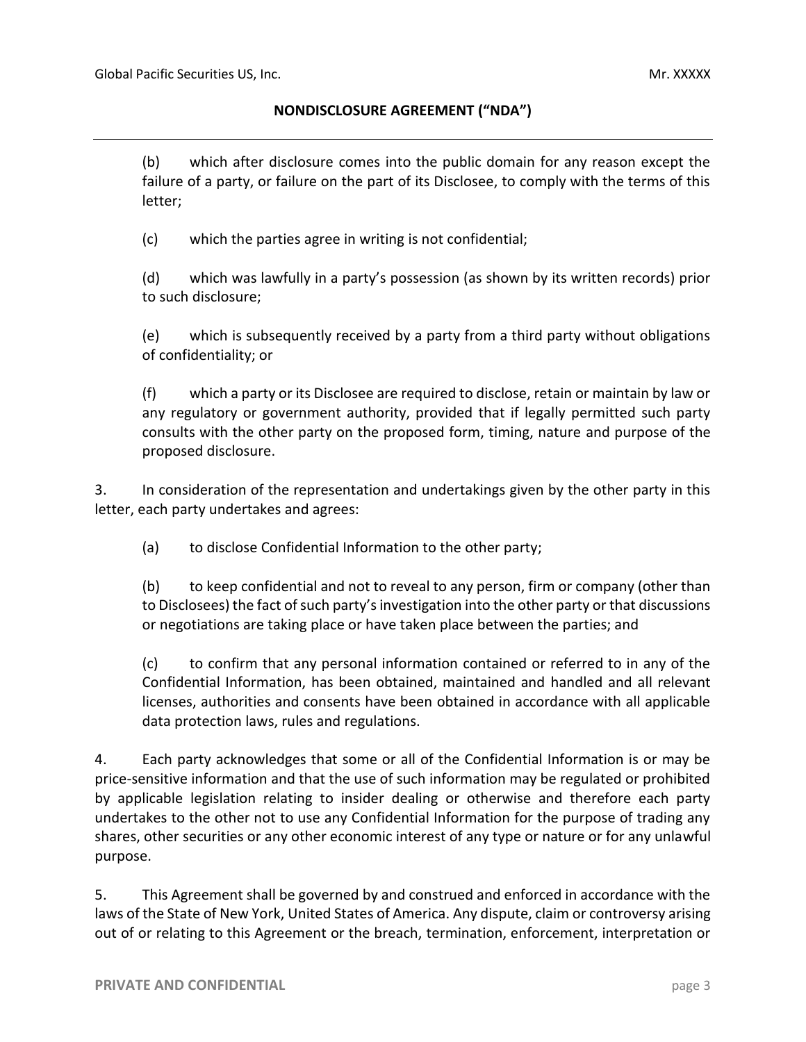(b) which after disclosure comes into the public domain for any reason except the failure of a party, or failure on the part of its Disclosee, to comply with the terms of this letter;

(c) which the parties agree in writing is not confidential;

(d) which was lawfully in a party's possession (as shown by its written records) prior to such disclosure;

(e) which is subsequently received by a party from a third party without obligations of confidentiality; or

(f) which a party or its Disclosee are required to disclose, retain or maintain by law or any regulatory or government authority, provided that if legally permitted such party consults with the other party on the proposed form, timing, nature and purpose of the proposed disclosure.

3. In consideration of the representation and undertakings given by the other party in this letter, each party undertakes and agrees:

(a) to disclose Confidential Information to the other party;

(b) to keep confidential and not to reveal to any person, firm or company (other than to Disclosees) the fact of such party's investigation into the other party or that discussions or negotiations are taking place or have taken place between the parties; and

(c) to confirm that any personal information contained or referred to in any of the Confidential Information, has been obtained, maintained and handled and all relevant licenses, authorities and consents have been obtained in accordance with all applicable data protection laws, rules and regulations.

4. Each party acknowledges that some or all of the Confidential Information is or may be price-sensitive information and that the use of such information may be regulated or prohibited by applicable legislation relating to insider dealing or otherwise and therefore each party undertakes to the other not to use any Confidential Information for the purpose of trading any shares, other securities or any other economic interest of any type or nature or for any unlawful purpose.

5. This Agreement shall be governed by and construed and enforced in accordance with the laws of the State of New York, United States of America. Any dispute, claim or controversy arising out of or relating to this Agreement or the breach, termination, enforcement, interpretation or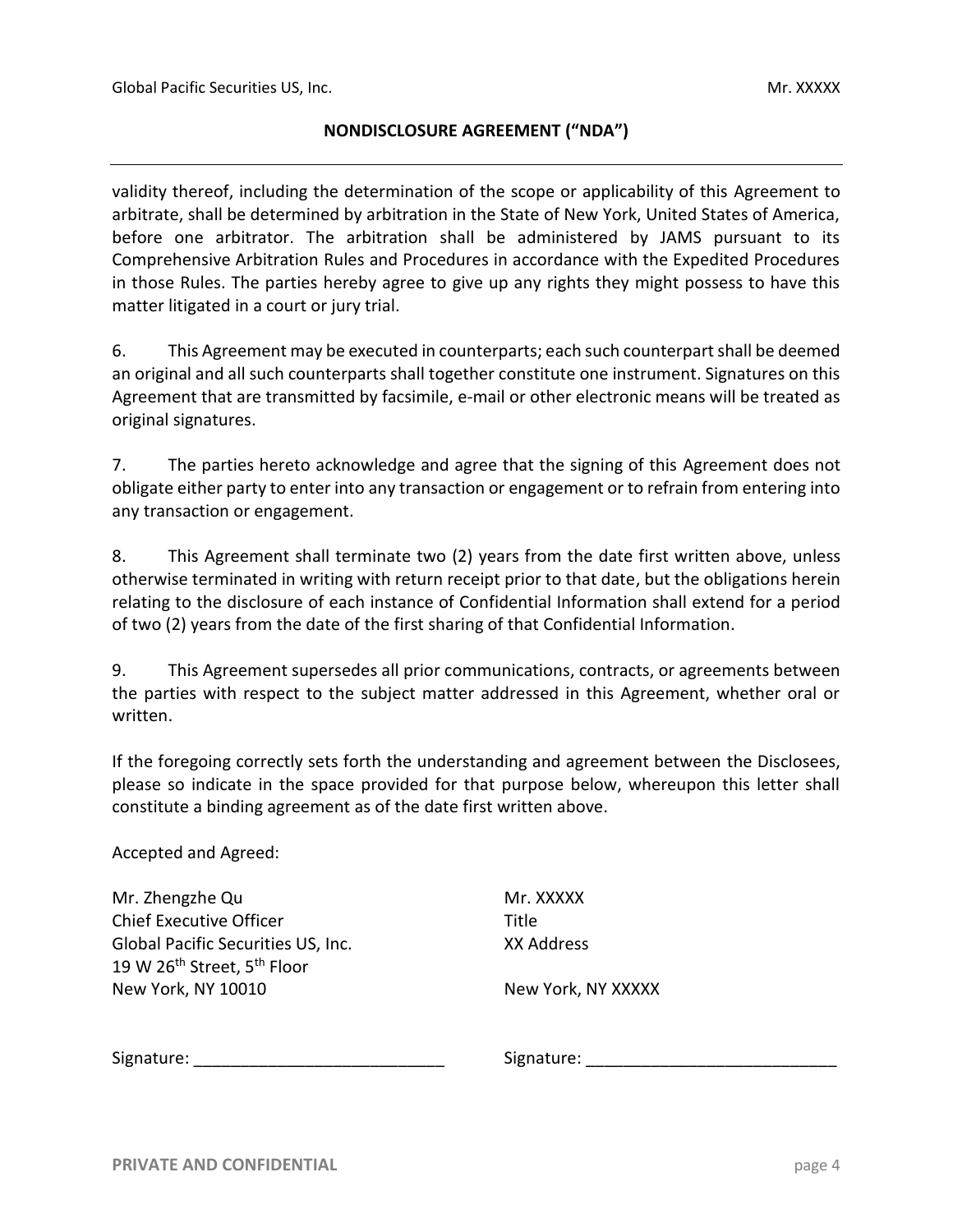validity thereof, including the determination of the scope or applicability of this Agreement to arbitrate, shall be determined by arbitration in the State of New York, United States of America, before one arbitrator. The arbitration shall be administered by JAMS pursuant to its Comprehensive Arbitration Rules and Procedures in accordance with the Expedited Procedures in those Rules. The parties hereby agree to give up any rights they might possess to have this matter litigated in a court or jury trial.

6. This Agreement may be executed in counterparts; each such counterpart shall be deemed an original and all such counterparts shall together constitute one instrument. Signatures on this Agreement that are transmitted by facsimile, e-mail or other electronic means will be treated as original signatures.

7. The parties hereto acknowledge and agree that the signing of this Agreement does not obligate either party to enter into any transaction or engagement or to refrain from entering into any transaction or engagement.

8. This Agreement shall terminate two (2) years from the date first written above, unless otherwise terminated in writing with return receipt prior to that date, but the obligations herein relating to the disclosure of each instance of Confidential Information shall extend for a period of two (2) years from the date of the first sharing of that Confidential Information.

9. This Agreement supersedes all prior communications, contracts, or agreements between the parties with respect to the subject matter addressed in this Agreement, whether oral or written.

If the foregoing correctly sets forth the understanding and agreement between the Disclosees, please so indicate in the space provided for that purpose below, whereupon this letter shall constitute a binding agreement as of the date first written above.

Accepted and Agreed:

Mr. Zhengzhe Qu
Chief Executive Officer
Global Pacific Securities US, Inc.
19 W 26th Street, 5th Floor
New York, NY 10010

Signature: ___________________________

Mr. XXXXX
Title
XX Address

New York, NY XXXXX

Signature: ___________________________